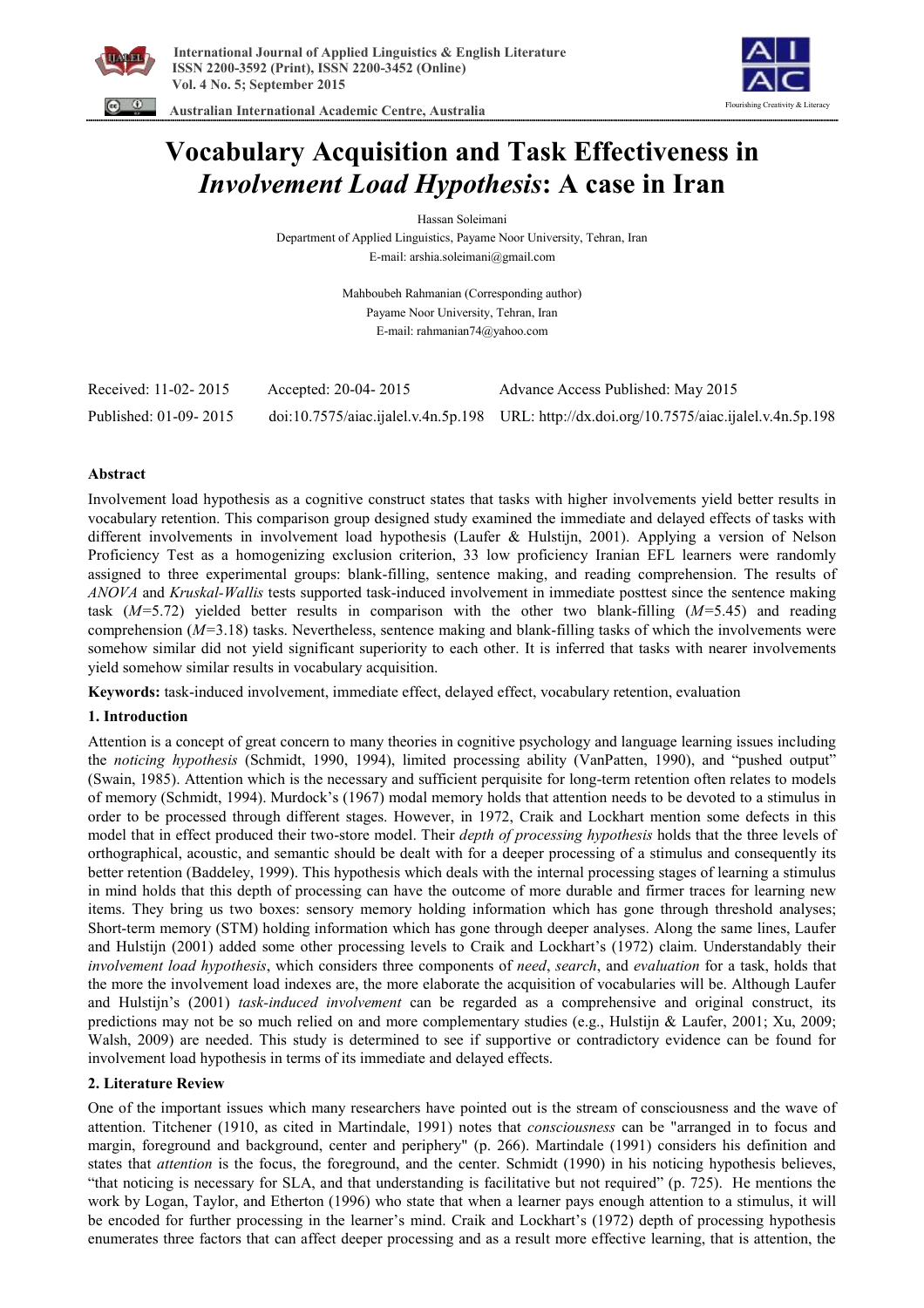# Vocabulary Acquisition and Task Effectiveness in *Involvement Load Hypothesis*: A case in Iran

Hassan Soleimani

Department of Applied Linguistics, Payame Noor University, Tehran, Iran

E-mail: arshia.soleimani@gmail.com

Mahboubeh Rahmanian (Corresponding author)

Payame Noor University, Tehran, Iran

E-mail: rahmanian74@yahoo.com

| Received: 11-02- 2015 | Accepted: 20-04- 2015 | Advance Access Published: May 2015 |
|---|---|---|
| Published: 01-09- 2015 | doi:10.7575/aiac.ijalel.v.4n.5p.198 | URL: http://dx.doi.org/10.7575/aiac.ijalel.v.4n.5p.198 |

## Abstract

Involvement load hypothesis as a cognitive construct states that tasks with higher involvements yield better results in vocabulary retention. This comparison group designed study examined the immediate and delayed effects of tasks with different involvements in involvement load hypothesis (Laufer & Hulstijn, 2001). Applying a version of Nelson Proficiency Test as a homogenizing exclusion criterion, 33 low proficiency Iranian EFL learners were randomly assigned to three experimental groups: blank-filling, sentence making, and reading comprehension. The results of *ANOVA* and *Kruskal-Wallis* tests supported task-induced involvement in immediate posttest since the sentence making task ($M$=5.72) yielded better results in comparison with the other two blank-filling ($M$=5.45) and reading comprehension ($M$=3.18) tasks. Nevertheless, sentence making and blank-filling tasks of which the involvements were somehow similar did not yield significant superiority to each other. It is inferred that tasks with nearer involvements yield somehow similar results in vocabulary acquisition.

**Keywords:** task-induced involvement, immediate effect, delayed effect, vocabulary retention, evaluation

## 1. Introduction

Attention is a concept of great concern to many theories in cognitive psychology and language learning issues including the *noticing hypothesis* (Schmidt, 1990, 1994), limited processing ability (VanPatten, 1990), and "pushed output" (Swain, 1985). Attention which is the necessary and sufficient perquisite for long-term retention often relates to models of memory (Schmidt, 1994). Murdock's (1967) modal memory holds that attention needs to be devoted to a stimulus in order to be processed through different stages. However, in 1972, Craik and Lockhart mention some defects in this model that in effect produced their two-store model. Their *depth of processing hypothesis* holds that the three levels of orthographical, acoustic, and semantic should be dealt with for a deeper processing of a stimulus and consequently its better retention (Baddeley, 1999). This hypothesis which deals with the internal processing stages of learning a stimulus in mind holds that this depth of processing can have the outcome of more durable and firmer traces for learning new items. They bring us two boxes: sensory memory holding information which has gone through threshold analyses; Short-term memory (STM) holding information which has gone through deeper analyses. Along the same lines, Laufer and Hulstijn (2001) added some other processing levels to Craik and Lockhart's (1972) claim. Understandably their *involvement load hypothesis*, which considers three components of *need*, *search*, and *evaluation* for a task, holds that the more the involvement load indexes are, the more elaborate the acquisition of vocabularies will be. Although Laufer and Hulstijn's (2001) *task-induced involvement* can be regarded as a comprehensive and original construct, its predictions may not be so much relied on and more complementary studies (e.g., Hulstijn & Laufer, 2001; Xu, 2009; Walsh, 2009) are needed. This study is determined to see if supportive or contradictory evidence can be found for involvement load hypothesis in terms of its immediate and delayed effects.

## 2. Literature Review

One of the important issues which many researchers have pointed out is the stream of consciousness and the wave of attention. Titchener (1910, as cited in Martindale, 1991) notes that *consciousness* can be "arranged in to focus and margin, foreground and background, center and periphery" (p. 266). Martindale (1991) considers his definition and states that *attention* is the focus, the foreground, and the center. Schmidt (1990) in his noticing hypothesis believes, "that noticing is necessary for SLA, and that understanding is facilitative but not required" (p. 725). He mentions the work by Logan, Taylor, and Etherton (1996) who state that when a learner pays enough attention to a stimulus, it will be encoded for further processing in the learner's mind. Craik and Lockhart's (1972) depth of processing hypothesis enumerates three factors that can affect deeper processing and as a result more effective learning, that is attention, the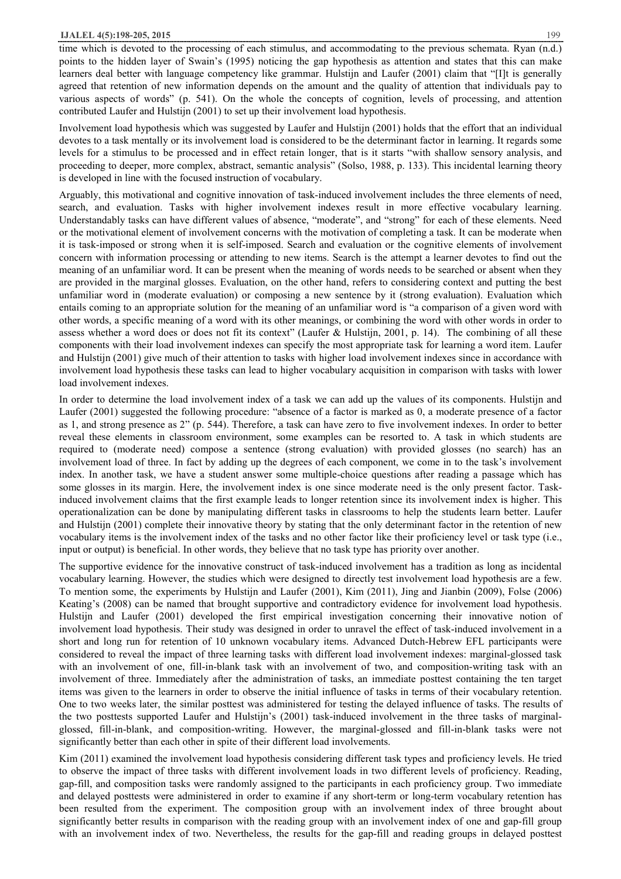time which is devoted to the processing of each stimulus, and accommodating to the previous schemata. Ryan (n.d.) points to the hidden layer of Swain's (1995) noticing the gap hypothesis as attention and states that this can make learners deal better with language competency like grammar. Hulstijn and Laufer (2001) claim that "[I]t is generally agreed that retention of new information depends on the amount and the quality of attention that individuals pay to various aspects of words" (p. 541). On the whole the concepts of cognition, levels of processing, and attention contributed Laufer and Hulstijn (2001) to set up their involvement load hypothesis.

Involvement load hypothesis which was suggested by Laufer and Hulstijn (2001) holds that the effort that an individual devotes to a task mentally or its involvement load is considered to be the determinant factor in learning. It regards some levels for a stimulus to be processed and in effect retain longer, that is it starts "with shallow sensory analysis, and proceeding to deeper, more complex, abstract, semantic analysis" (Solso, 1988, p. 133). This incidental learning theory is developed in line with the focused instruction of vocabulary.

Arguably, this motivational and cognitive innovation of task-induced involvement includes the three elements of need, search, and evaluation. Tasks with higher involvement indexes result in more effective vocabulary learning. Understandably tasks can have different values of absence, "moderate", and "strong" for each of these elements. Need or the motivational element of involvement concerns with the motivation of completing a task. It can be moderate when it is task-imposed or strong when it is self-imposed. Search and evaluation or the cognitive elements of involvement concern with information processing or attending to new items. Search is the attempt a learner devotes to find out the meaning of an unfamiliar word. It can be present when the meaning of words needs to be searched or absent when they are provided in the marginal glosses. Evaluation, on the other hand, refers to considering context and putting the best unfamiliar word in (moderate evaluation) or composing a new sentence by it (strong evaluation). Evaluation which entails coming to an appropriate solution for the meaning of an unfamiliar word is "a comparison of a given word with other words, a specific meaning of a word with its other meanings, or combining the word with other words in order to assess whether a word does or does not fit its context" (Laufer & Hulstijn, 2001, p. 14). The combining of all these components with their load involvement indexes can specify the most appropriate task for learning a word item. Laufer and Hulstijn (2001) give much of their attention to tasks with higher load involvement indexes since in accordance with involvement load hypothesis these tasks can lead to higher vocabulary acquisition in comparison with tasks with lower load involvement indexes.

In order to determine the load involvement index of a task we can add up the values of its components. Hulstijn and Laufer (2001) suggested the following procedure: "absence of a factor is marked as 0, a moderate presence of a factor as 1, and strong presence as 2" (p. 544). Therefore, a task can have zero to five involvement indexes. In order to better reveal these elements in classroom environment, some examples can be resorted to. A task in which students are required to (moderate need) compose a sentence (strong evaluation) with provided glosses (no search) has an involvement load of three. In fact by adding up the degrees of each component, we come in to the task's involvement index. In another task, we have a student answer some multiple-choice questions after reading a passage which has some glosses in its margin. Here, the involvement index is one since moderate need is the only present factor. Task-induced involvement claims that the first example leads to longer retention since its involvement index is higher. This operationalization can be done by manipulating different tasks in classrooms to help the students learn better. Laufer and Hulstijn (2001) complete their innovative theory by stating that the only determinant factor in the retention of new vocabulary items is the involvement index of the tasks and no other factor like their proficiency level or task type (i.e., input or output) is beneficial. In other words, they believe that no task type has priority over another.

The supportive evidence for the innovative construct of task-induced involvement has a tradition as long as incidental vocabulary learning. However, the studies which were designed to directly test involvement load hypothesis are a few. To mention some, the experiments by Hulstijn and Laufer (2001), Kim (2011), Jing and Jianbin (2009), Folse (2006) Keating's (2008) can be named that brought supportive and contradictory evidence for involvement load hypothesis. Hulstijn and Laufer (2001) developed the first empirical investigation concerning their innovative notion of involvement load hypothesis. Their study was designed in order to unravel the effect of task-induced involvement in a short and long run for retention of 10 unknown vocabulary items. Advanced Dutch-Hebrew EFL participants were considered to reveal the impact of three learning tasks with different load involvement indexes: marginal-glossed task with an involvement of one, fill-in-blank task with an involvement of two, and composition-writing task with an involvement of three. Immediately after the administration of tasks, an immediate posttest containing the ten target items was given to the learners in order to observe the initial influence of tasks in terms of their vocabulary retention. One to two weeks later, the similar posttest was administered for testing the delayed influence of tasks. The results of the two posttests supported Laufer and Hulstijn's (2001) task-induced involvement in the three tasks of marginal-glossed, fill-in-blank, and composition-writing. However, the marginal-glossed and fill-in-blank tasks were not significantly better than each other in spite of their different load involvements.

Kim (2011) examined the involvement load hypothesis considering different task types and proficiency levels. He tried to observe the impact of three tasks with different involvement loads in two different levels of proficiency. Reading, gap-fill, and composition tasks were randomly assigned to the participants in each proficiency group. Two immediate and delayed posttests were administered in order to examine if any short-term or long-term vocabulary retention has been resulted from the experiment. The composition group with an involvement index of three brought about significantly better results in comparison with the reading group with an involvement index of one and gap-fill group with an involvement index of two. Nevertheless, the results for the gap-fill and reading groups in delayed posttest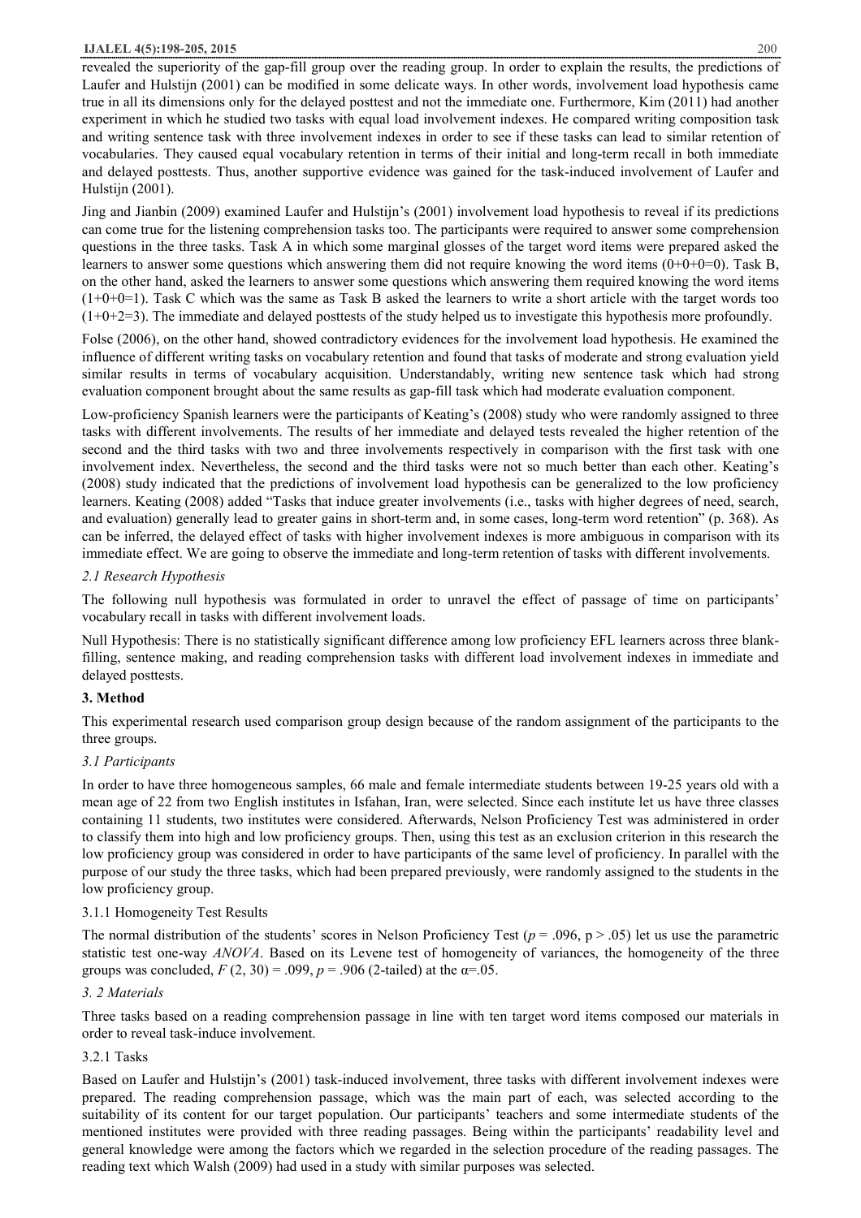revealed the superiority of the gap-fill group over the reading group. In order to explain the results, the predictions of Laufer and Hulstijn (2001) can be modified in some delicate ways. In other words, involvement load hypothesis came true in all its dimensions only for the delayed posttest and not the immediate one. Furthermore, Kim (2011) had another experiment in which he studied two tasks with equal load involvement indexes. He compared writing composition task and writing sentence task with three involvement indexes in order to see if these tasks can lead to similar retention of vocabularies. They caused equal vocabulary retention in terms of their initial and long-term recall in both immediate and delayed posttests. Thus, another supportive evidence was gained for the task-induced involvement of Laufer and Hulstijn (2001).

Jing and Jianbin (2009) examined Laufer and Hulstijn's (2001) involvement load hypothesis to reveal if its predictions can come true for the listening comprehension tasks too. The participants were required to answer some comprehension questions in the three tasks. Task A in which some marginal glosses of the target word items were prepared asked the learners to answer some questions which answering them did not require knowing the word items (0+0+0=0). Task B, on the other hand, asked the learners to answer some questions which answering them required knowing the word items (1+0+0=1). Task C which was the same as Task B asked the learners to write a short article with the target words too (1+0+2=3). The immediate and delayed posttests of the study helped us to investigate this hypothesis more profoundly.

Folse (2006), on the other hand, showed contradictory evidences for the involvement load hypothesis. He examined the influence of different writing tasks on vocabulary retention and found that tasks of moderate and strong evaluation yield similar results in terms of vocabulary acquisition. Understandably, writing new sentence task which had strong evaluation component brought about the same results as gap-fill task which had moderate evaluation component.

Low-proficiency Spanish learners were the participants of Keating's (2008) study who were randomly assigned to three tasks with different involvements. The results of her immediate and delayed tests revealed the higher retention of the second and the third tasks with two and three involvements respectively in comparison with the first task with one involvement index. Nevertheless, the second and the third tasks were not so much better than each other. Keating's (2008) study indicated that the predictions of involvement load hypothesis can be generalized to the low proficiency learners. Keating (2008) added "Tasks that induce greater involvements (i.e., tasks with higher degrees of need, search, and evaluation) generally lead to greater gains in short-term and, in some cases, long-term word retention" (p. 368). As can be inferred, the delayed effect of tasks with higher involvement indexes is more ambiguous in comparison with its immediate effect. We are going to observe the immediate and long-term retention of tasks with different involvements.

### *2.1 Research Hypothesis*

The following null hypothesis was formulated in order to unravel the effect of passage of time on participants' vocabulary recall in tasks with different involvement loads.

Null Hypothesis: There is no statistically significant difference among low proficiency EFL learners across three blank-filling, sentence making, and reading comprehension tasks with different load involvement indexes in immediate and delayed posttests.

## **3. Method**

This experimental research used comparison group design because of the random assignment of the participants to the three groups.

### *3.1 Participants*

In order to have three homogeneous samples, 66 male and female intermediate students between 19-25 years old with a mean age of 22 from two English institutes in Isfahan, Iran, were selected. Since each institute let us have three classes containing 11 students, two institutes were considered. Afterwards, Nelson Proficiency Test was administered in order to classify them into high and low proficiency groups. Then, using this test as an exclusion criterion in this research the low proficiency group was considered in order to have participants of the same level of proficiency. In parallel with the purpose of our study the three tasks, which had been prepared previously, were randomly assigned to the students in the low proficiency group.

#### 3.1.1 Homogeneity Test Results

The normal distribution of the students' scores in Nelson Proficiency Test ($p$ = .096, $p > .05$) let us use the parametric statistic test one-way *ANOVA*. Based on its Levene test of homogeneity of variances, the homogeneity of the three groups was concluded, $F$ (2, 30) = .099, $p$ = .906 (2-tailed) at the $\alpha$=.05.

### *3. 2 Materials*

Three tasks based on a reading comprehension passage in line with ten target word items composed our materials in order to reveal task-induce involvement.

#### 3.2.1 Tasks

Based on Laufer and Hulstijn's (2001) task-induced involvement, three tasks with different involvement indexes were prepared. The reading comprehension passage, which was the main part of each, was selected according to the suitability of its content for our target population. Our participants' teachers and some intermediate students of the mentioned institutes were provided with three reading passages. Being within the participants' readability level and general knowledge were among the factors which we regarded in the selection procedure of the reading passages. The reading text which Walsh (2009) had used in a study with similar purposes was selected.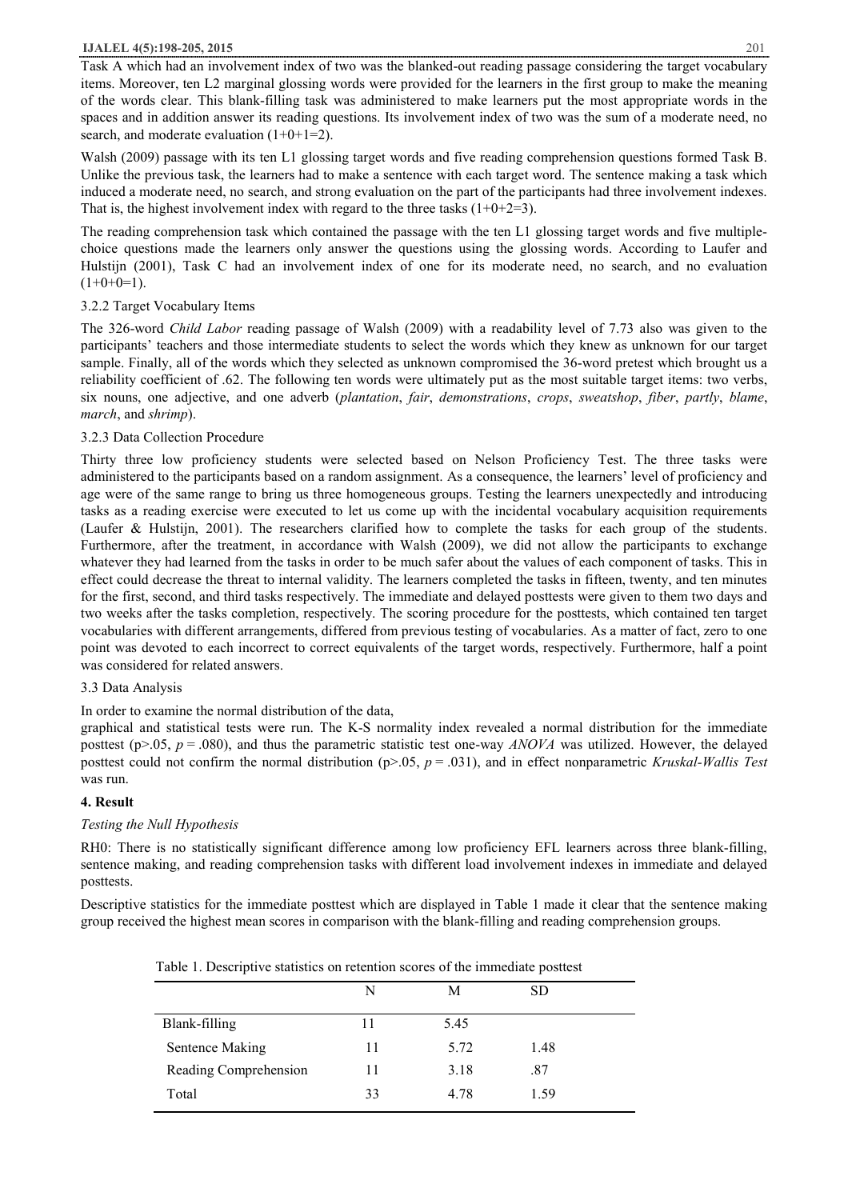Task A which had an involvement index of two was the blanked-out reading passage considering the target vocabulary items. Moreover, ten L2 marginal glossing words were provided for the learners in the first group to make the meaning of the words clear. This blank-filling task was administered to make learners put the most appropriate words in the spaces and in addition answer its reading questions. Its involvement index of two was the sum of a moderate need, no search, and moderate evaluation (1+0+1=2).

Walsh (2009) passage with its ten L1 glossing target words and five reading comprehension questions formed Task B. Unlike the previous task, the learners had to make a sentence with each target word. The sentence making a task which induced a moderate need, no search, and strong evaluation on the part of the participants had three involvement indexes. That is, the highest involvement index with regard to the three tasks (1+0+2=3).

The reading comprehension task which contained the passage with the ten L1 glossing target words and five multiple-choice questions made the learners only answer the questions using the glossing words. According to Laufer and Hulstijn (2001), Task C had an involvement index of one for its moderate need, no search, and no evaluation (1+0+0=1).

### 3.2.2 Target Vocabulary Items

The 326-word *Child Labor* reading passage of Walsh (2009) with a readability level of 7.73 also was given to the participants' teachers and those intermediate students to select the words which they knew as unknown for our target sample. Finally, all of the words which they selected as unknown compromised the 36-word pretest which brought us a reliability coefficient of .62. The following ten words were ultimately put as the most suitable target items: two verbs, six nouns, one adjective, and one adverb (*plantation*, *fair*, *demonstrations*, *crops*, *sweatshop*, *fiber*, *partly*, *blame*, *march*, and *shrimp*).

### 3.2.3 Data Collection Procedure

Thirty three low proficiency students were selected based on Nelson Proficiency Test. The three tasks were administered to the participants based on a random assignment. As a consequence, the learners' level of proficiency and age were of the same range to bring us three homogeneous groups. Testing the learners unexpectedly and introducing tasks as a reading exercise were executed to let us come up with the incidental vocabulary acquisition requirements (Laufer & Hulstijn, 2001). The researchers clarified how to complete the tasks for each group of the students. Furthermore, after the treatment, in accordance with Walsh (2009), we did not allow the participants to exchange whatever they had learned from the tasks in order to be much safer about the values of each component of tasks. This in effect could decrease the threat to internal validity. The learners completed the tasks in fifteen, twenty, and ten minutes for the first, second, and third tasks respectively. The immediate and delayed posttests were given to them two days and two weeks after the tasks completion, respectively. The scoring procedure for the posttests, which contained ten target vocabularies with different arrangements, differed from previous testing of vocabularies. As a matter of fact, zero to one point was devoted to each incorrect to correct equivalents of the target words, respectively. Furthermore, half a point was considered for related answers.

## 3.3 Data Analysis

In order to examine the normal distribution of the data,

graphical and statistical tests were run. The K-S normality index revealed a normal distribution for the immediate posttest ($p>.05$, $p = .080$), and thus the parametric statistic test one-way *ANOVA* was utilized. However, the delayed posttest could not confirm the normal distribution ($p>.05$, $p = .031$), and in effect nonparametric *Kruskal-Wallis Test* was run.

# 4. Result

*Testing the Null Hypothesis*

RH0: There is no statistically significant difference among low proficiency EFL learners across three blank-filling, sentence making, and reading comprehension tasks with different load involvement indexes in immediate and delayed posttests.

Descriptive statistics for the immediate posttest which are displayed in Table 1 made it clear that the sentence making group received the highest mean scores in comparison with the blank-filling and reading comprehension groups.

Table 1. Descriptive statistics on retention scores of the immediate posttest

| | N | M | SD |
|---|---|---|---|
| Blank-filling | 11 | 5.45 | |
| Sentence Making | 11 | 5.72 | 1.48 |
| Reading Comprehension | 11 | 3.18 | .87 |
| Total | 33 | 4.78 | 1.59 |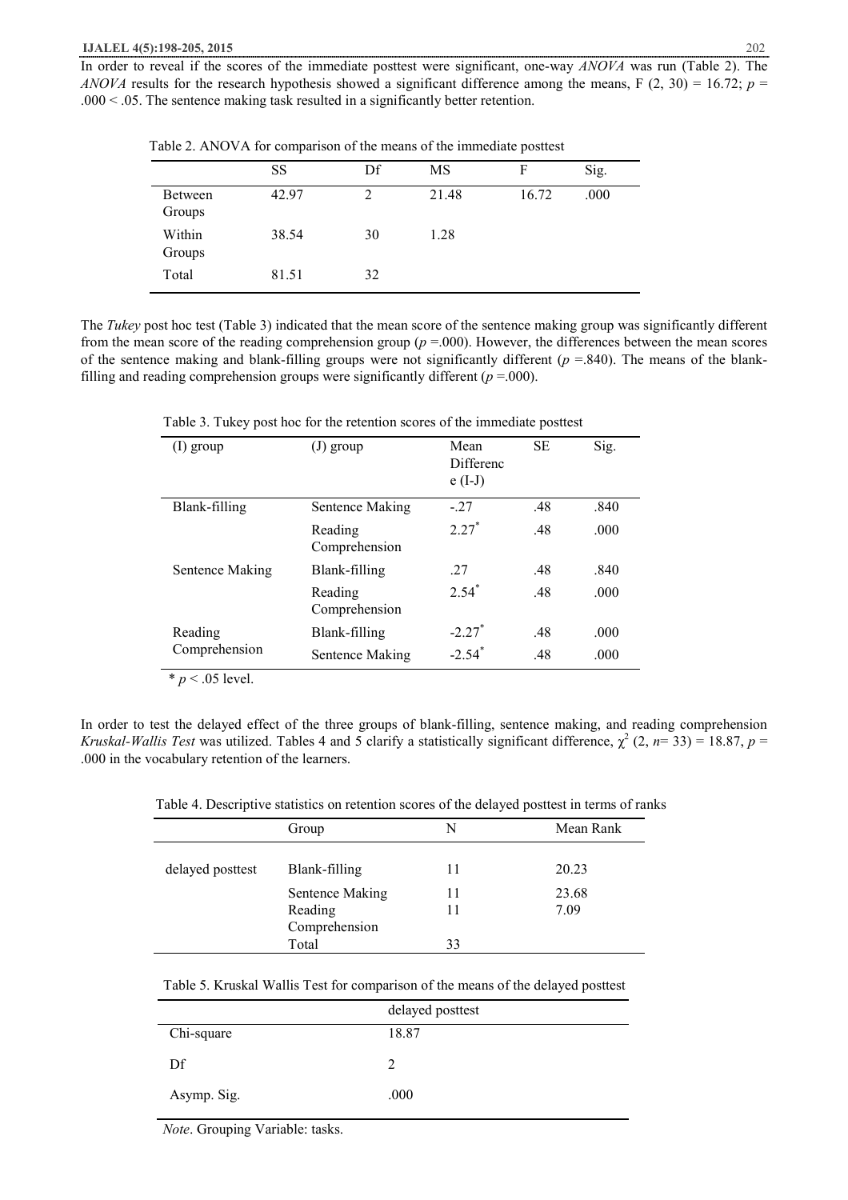In order to reveal if the scores of the immediate posttest were significant, one-way *ANOVA* was run (Table 2). The *ANOVA* results for the research hypothesis showed a significant difference among the means, F (2, 30) = 16.72; $p = .000 < .05$. The sentence making task resulted in a significantly better retention.

Table 2. ANOVA for comparison of the means of the immediate posttest

| | SS | Df | MS | F | Sig. |
|---|---|---|---|---|---|
| Between Groups | 42.97 | 2 | 21.48 | 16.72 | .000 |
| Within Groups | 38.54 | 30 | 1.28 | | |
| Total | 81.51 | 32 | | | |

The *Tukey* post hoc test (Table 3) indicated that the mean score of the sentence making group was significantly different from the mean score of the reading comprehension group ($p$ =.000). However, the differences between the mean scores of the sentence making and blank-filling groups were not significantly different ($p$ =.840). The means of the blank-filling and reading comprehension groups were significantly different ($p$ =.000).

Table 3. Tukey post hoc for the retention scores of the immediate posttest

| (I) group | (J) group | Mean Difference (I-J) | SE | Sig. |
|---|---|---|---|---|
| Blank-filling | Sentence Making | -.27 | .48 | .840 |
| | Reading Comprehension | 2.27* | .48 | .000 |
| Sentence Making | Blank-filling | .27 | .48 | .840 |
| | Reading Comprehension | 2.54* | .48 | .000 |
| Reading Comprehension | Blank-filling | -2.27* | .48 | .000 |
| | Sentence Making | -2.54* | .48 | .000 |

* $p < .05$ level.

In order to test the delayed effect of the three groups of blank-filling, sentence making, and reading comprehension *Kruskal-Wallis Test* was utilized. Tables 4 and 5 clarify a statistically significant difference, $\chi^2$ (2, $n$= 33) = 18.87, $p$ = .000 in the vocabulary retention of the learners.

Table 4. Descriptive statistics on retention scores of the delayed posttest in terms of ranks

| | Group | N | Mean Rank |
|---|---|---|---|
| delayed posttest | Blank-filling | 11 | 20.23 |
| | Sentence Making | 11 | 23.68 |
| | Reading Comprehension | 11 | 7.09 |
| | Total | 33 | |

Table 5. Kruskal Wallis Test for comparison of the means of the delayed posttest

| | delayed posttest |
|---|---|
| Chi-square | 18.87 |
| Df | 2 |
| Asymp. Sig. | .000 |

*Note*. Grouping Variable: tasks.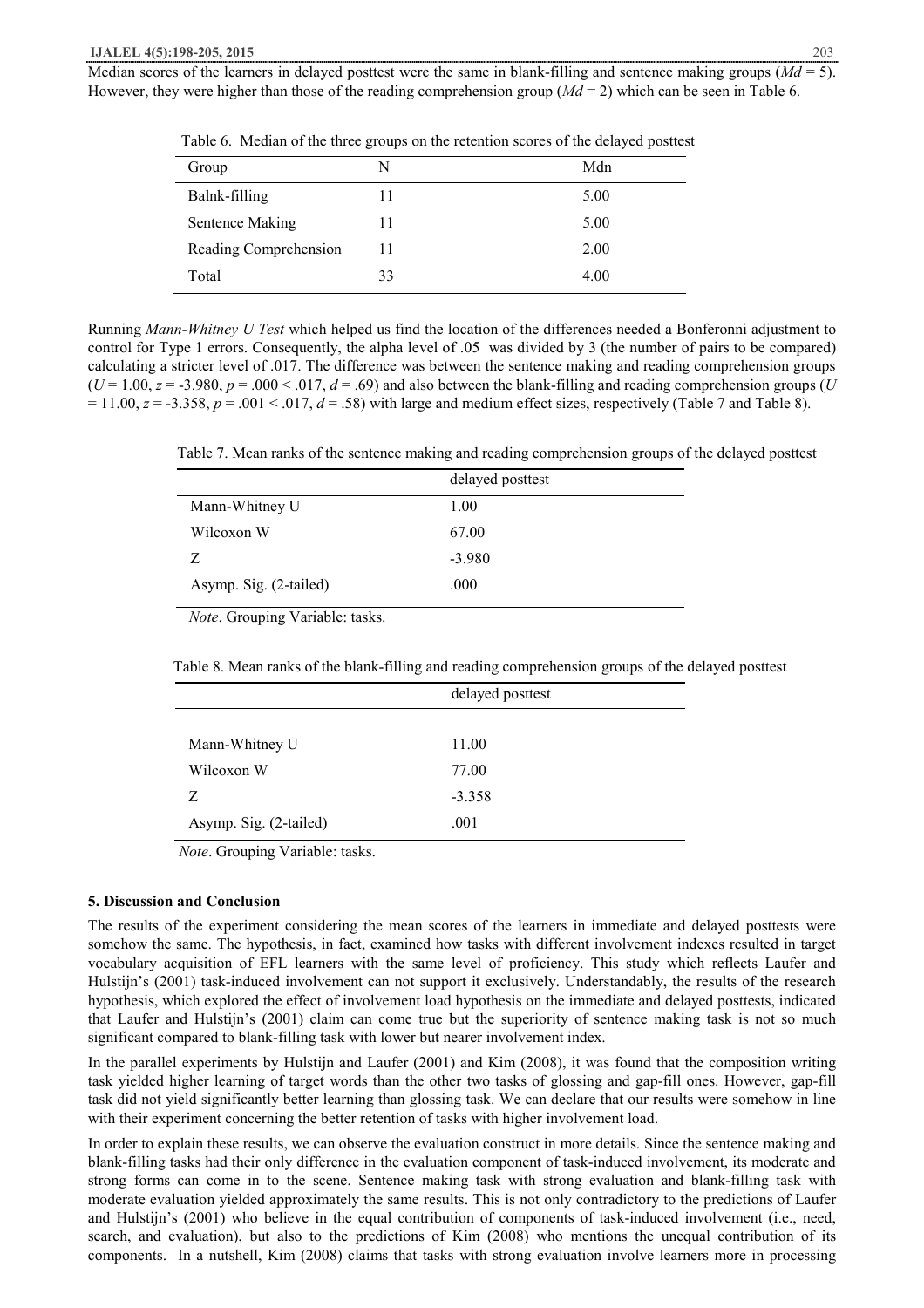Median scores of the learners in delayed posttest were the same in blank-filling and sentence making groups (*Md* = 5). However, they were higher than those of the reading comprehension group (*Md* = 2) which can be seen in Table 6.

Table 6. Median of the three groups on the retention scores of the delayed posttest

| Group | N | Mdn |
|---|---|---|
| Balnk-filling | 11 | 5.00 |
| Sentence Making | 11 | 5.00 |
| Reading Comprehension | 11 | 2.00 |
| Total | 33 | 4.00 |

Running *Mann-Whitney U Test* which helped us find the location of the differences needed a Bonferonni adjustment to control for Type 1 errors. Consequently, the alpha level of .05 was divided by 3 (the number of pairs to be compared) calculating a stricter level of .017. The difference was between the sentence making and reading comprehension groups ($U = 1.00$, $z = -3.980$, $p = .000 < .017$, $d = .69$) and also between the blank-filling and reading comprehension groups ($U = 11.00$, $z = -3.358$, $p = .001 < .017$, $d = .58$) with large and medium effect sizes, respectively (Table 7 and Table 8).

Table 7. Mean ranks of the sentence making and reading comprehension groups of the delayed posttest

| | delayed posttest |
|---|---|
| Mann-Whitney U | 1.00 |
| Wilcoxon W | 67.00 |
| Z | -3.980 |
| Asymp. Sig. (2-tailed) | .000 |

*Note*. Grouping Variable: tasks.

Table 8. Mean ranks of the blank-filling and reading comprehension groups of the delayed posttest

| | delayed posttest |
|---|---|
| Mann-Whitney U | 11.00 |
| Wilcoxon W | 77.00 |
| Z | -3.358 |
| Asymp. Sig. (2-tailed) | .001 |

*Note*. Grouping Variable: tasks.

## 5. Discussion and Conclusion

The results of the experiment considering the mean scores of the learners in immediate and delayed posttests were somehow the same. The hypothesis, in fact, examined how tasks with different involvement indexes resulted in target vocabulary acquisition of EFL learners with the same level of proficiency. This study which reflects Laufer and Hulstijn's (2001) task-induced involvement can not support it exclusively. Understandably, the results of the research hypothesis, which explored the effect of involvement load hypothesis on the immediate and delayed posttests, indicated that Laufer and Hulstijn's (2001) claim can come true but the superiority of sentence making task is not so much significant compared to blank-filling task with lower but nearer involvement index.

In the parallel experiments by Hulstijn and Laufer (2001) and Kim (2008), it was found that the composition writing task yielded higher learning of target words than the other two tasks of glossing and gap-fill ones. However, gap-fill task did not yield significantly better learning than glossing task. We can declare that our results were somehow in line with their experiment concerning the better retention of tasks with higher involvement load.

In order to explain these results, we can observe the evaluation construct in more details. Since the sentence making and blank-filling tasks had their only difference in the evaluation component of task-induced involvement, its moderate and strong forms can come in to the scene. Sentence making task with strong evaluation and blank-filling task with moderate evaluation yielded approximately the same results. This is not only contradictory to the predictions of Laufer and Hulstijn's (2001) who believe in the equal contribution of components of task-induced involvement (i.e., need, search, and evaluation), but also to the predictions of Kim (2008) who mentions the unequal contribution of its components. In a nutshell, Kim (2008) claims that tasks with strong evaluation involve learners more in processing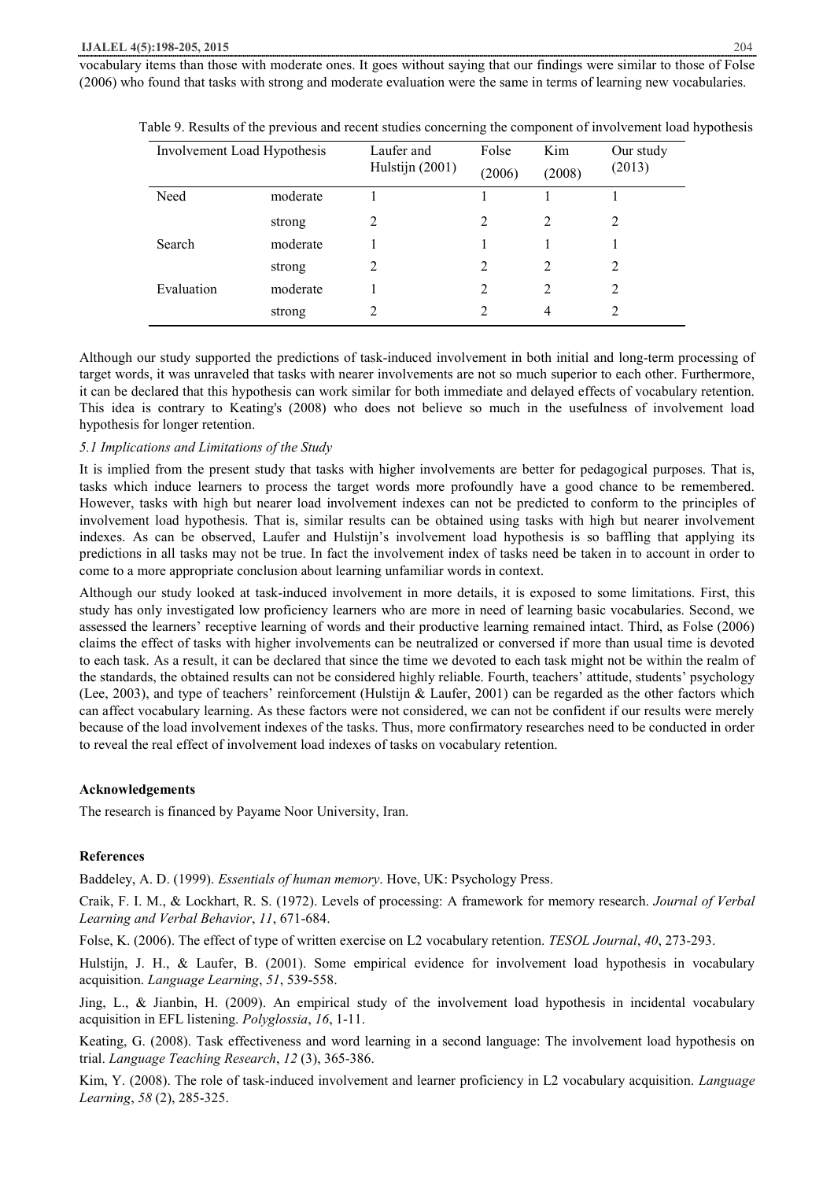vocabulary items than those with moderate ones. It goes without saying that our findings were similar to those of Folse (2006) who found that tasks with strong and moderate evaluation were the same in terms of learning new vocabularies.

Table 9. Results of the previous and recent studies concerning the component of involvement load hypothesis

| Involvement Load Hypothesis | | Laufer and Hulstijn (2001) | Folse (2006) | Kim (2008) | Our study (2013) |
|---|---|---|---|---|---|
| Need | moderate | 1 | 1 | 1 | 1 |
| | strong | 2 | 2 | 2 | 2 |
| Search | moderate | 1 | 1 | 1 | 1 |
| | strong | 2 | 2 | 2 | 2 |
| Evaluation | moderate | 1 | 2 | 2 | 2 |
| | strong | 2 | 2 | 4 | 2 |

Although our study supported the predictions of task-induced involvement in both initial and long-term processing of target words, it was unraveled that tasks with nearer involvements are not so much superior to each other. Furthermore, it can be declared that this hypothesis can work similar for both immediate and delayed effects of vocabulary retention. This idea is contrary to Keating's (2008) who does not believe so much in the usefulness of involvement load hypothesis for longer retention.

### *5.1 Implications and Limitations of the Study*

It is implied from the present study that tasks with higher involvements are better for pedagogical purposes. That is, tasks which induce learners to process the target words more profoundly have a good chance to be remembered. However, tasks with high but nearer load involvement indexes can not be predicted to conform to the principles of involvement load hypothesis. That is, similar results can be obtained using tasks with high but nearer involvement indexes. As can be observed, Laufer and Hulstijn's involvement load hypothesis is so baffling that applying its predictions in all tasks may not be true. In fact the involvement index of tasks need be taken in to account in order to come to a more appropriate conclusion about learning unfamiliar words in context.

Although our study looked at task-induced involvement in more details, it is exposed to some limitations. First, this study has only investigated low proficiency learners who are more in need of learning basic vocabularies. Second, we assessed the learners' receptive learning of words and their productive learning remained intact. Third, as Folse (2006) claims the effect of tasks with higher involvements can be neutralized or conversed if more than usual time is devoted to each task. As a result, it can be declared that since the time we devoted to each task might not be within the realm of the standards, the obtained results can not be considered highly reliable. Fourth, teachers' attitude, students' psychology (Lee, 2003), and type of teachers' reinforcement (Hulstijn & Laufer, 2001) can be regarded as the other factors which can affect vocabulary learning. As these factors were not considered, we can not be confident if our results were merely because of the load involvement indexes of the tasks. Thus, more confirmatory researches need to be conducted in order to reveal the real effect of involvement load indexes of tasks on vocabulary retention.

## Acknowledgements

The research is financed by Payame Noor University, Iran.

## References

Baddeley, A. D. (1999). *Essentials of human memory*. Hove, UK: Psychology Press.

Craik, F. I. M., & Lockhart, R. S. (1972). Levels of processing: A framework for memory research. *Journal of Verbal Learning and Verbal Behavior*, *11*, 671-684.

Folse, K. (2006). The effect of type of written exercise on L2 vocabulary retention. *TESOL Journal*, *40*, 273-293.

Hulstijn, J. H., & Laufer, B. (2001). Some empirical evidence for involvement load hypothesis in vocabulary acquisition. *Language Learning*, *51*, 539-558.

Jing, L., & Jianbin, H. (2009). An empirical study of the involvement load hypothesis in incidental vocabulary acquisition in EFL listening. *Polyglossia*, *16*, 1-11.

Keating, G. (2008). Task effectiveness and word learning in a second language: The involvement load hypothesis on trial. *Language Teaching Research*, *12* (3), 365-386.

Kim, Y. (2008). The role of task-induced involvement and learner proficiency in L2 vocabulary acquisition. *Language Learning*, *58* (2), 285-325.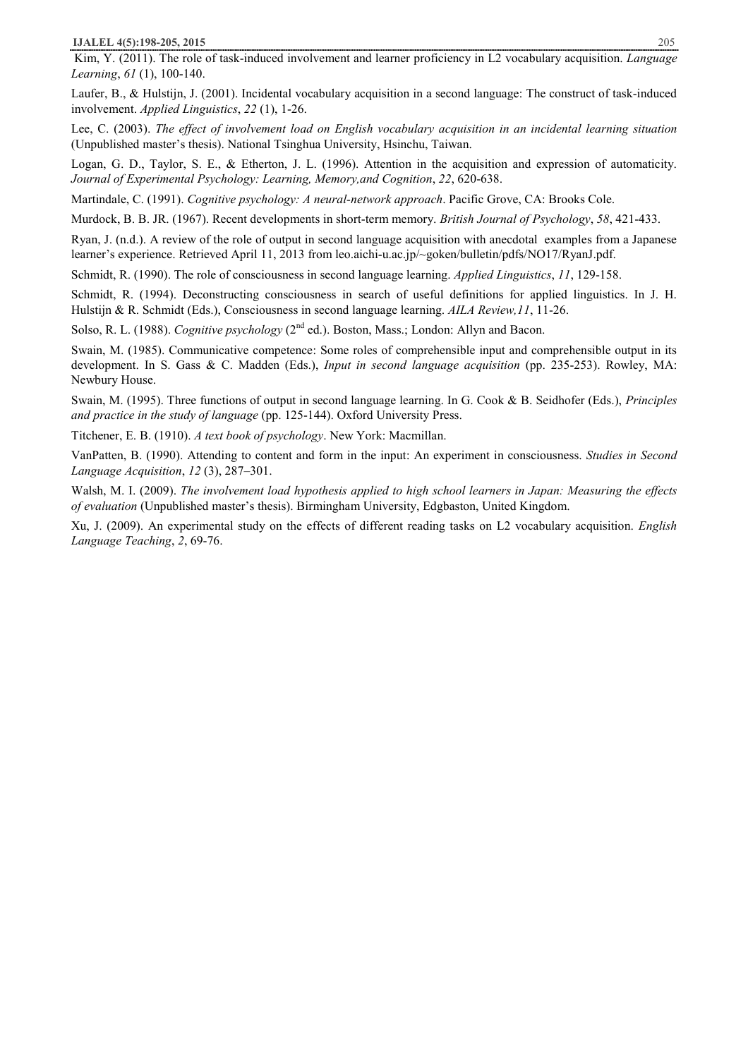Kim, Y. (2011). The role of task-induced involvement and learner proficiency in L2 vocabulary acquisition. *Language Learning*, *61* (1), 100-140.

Laufer, B., & Hulstijn, J. (2001). Incidental vocabulary acquisition in a second language: The construct of task-induced involvement. *Applied Linguistics*, *22* (1), 1-26.

Lee, C. (2003). *The effect of involvement load on English vocabulary acquisition in an incidental learning situation* (Unpublished master's thesis). National Tsinghua University, Hsinchu, Taiwan.

Logan, G. D., Taylor, S. E., & Etherton, J. L. (1996). Attention in the acquisition and expression of automaticity. *Journal of Experimental Psychology: Learning, Memory,and Cognition*, *22*, 620-638.

Martindale, C. (1991). *Cognitive psychology: A neural-network approach*. Pacific Grove, CA: Brooks Cole.

Murdock, B. B. JR. (1967). Recent developments in short-term memory. *British Journal of Psychology*, *58*, 421-433.

Ryan, J. (n.d.). A review of the role of output in second language acquisition with anecdotal examples from a Japanese learner's experience. Retrieved April 11, 2013 from leo.aichi-u.ac.jp/~goken/bulletin/pdfs/NO17/RyanJ.pdf.

Schmidt, R. (1990). The role of consciousness in second language learning. *Applied Linguistics*, *11*, 129-158.

Schmidt, R. (1994). Deconstructing consciousness in search of useful definitions for applied linguistics. In J. H. Hulstijn & R. Schmidt (Eds.), Consciousness in second language learning. *AILA Review,11*, 11-26.

Solso, R. L. (1988). *Cognitive psychology* (2nd ed.). Boston, Mass.; London: Allyn and Bacon.

Swain, M. (1985). Communicative competence: Some roles of comprehensible input and comprehensible output in its development. In S. Gass & C. Madden (Eds.), *Input in second language acquisition* (pp. 235-253). Rowley, MA: Newbury House.

Swain, M. (1995). Three functions of output in second language learning. In G. Cook & B. Seidhofer (Eds.), *Principles and practice in the study of language* (pp. 125-144). Oxford University Press.

Titchener, E. B. (1910). *A text book of psychology*. New York: Macmillan.

VanPatten, B. (1990). Attending to content and form in the input: An experiment in consciousness. *Studies in Second Language Acquisition*, *12* (3), 287–301.

Walsh, M. I. (2009). *The involvement load hypothesis applied to high school learners in Japan: Measuring the effects of evaluation* (Unpublished master's thesis). Birmingham University, Edgbaston, United Kingdom.

Xu, J. (2009). An experimental study on the effects of different reading tasks on L2 vocabulary acquisition. *English Language Teaching*, *2*, 69-76.